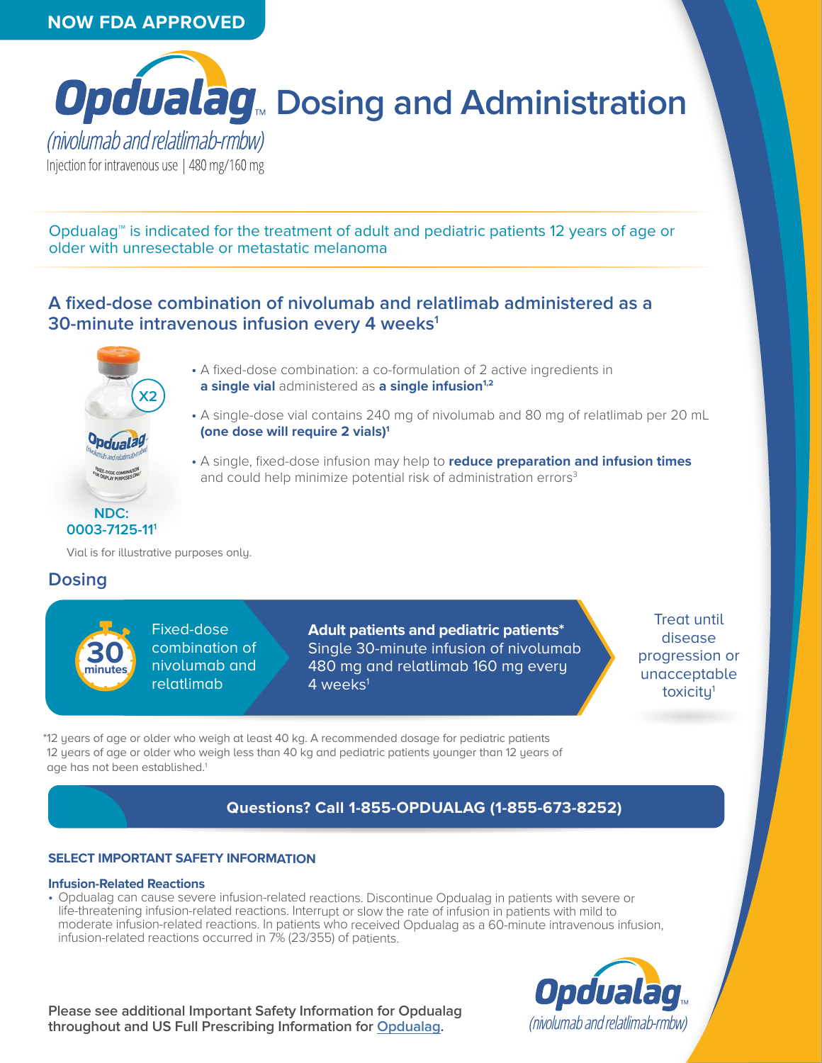NOW FDA APPROVED

# Opdualag™ Dosing and Administration

*(nivolumab and relatlimab-rmbw)*

Injection for intravenous use | 480 mg/160 mg

Opdualag™ is indicated for the treatment of adult and pediatric patients 12 years of age or older with unresectable or metastatic melanoma

## A fixed-dose combination of nivolumab and relatlimab administered as a 30-minute intravenous infusion every 4 weeks[1]

X2

- A fixed-dose combination: a co-formulation of 2 active ingredients in **a single vial** administered as **a single infusion**[1,2]
- A single-dose vial contains 240 mg of nivolumab and 80 mg of relatlimab per 20 mL **(one dose will require 2 vials)**[1]
- A single, fixed-dose infusion may help to **reduce preparation and infusion times** and could help minimize potential risk of administration errors[3]

**NDC: 0003-7125-11**[1]

Vial is for illustrative purposes only.

## Dosing

30 minutes

Fixed-dose combination of nivolumab and relatlimab

**Adult patients and pediatric patients***
Single 30-minute infusion of nivolumab 480 mg and relatlimab 160 mg every 4 weeks[1]

Treat until disease progression or unacceptable toxicity[1]

*12 years of age or older who weigh at least 40 kg. A recommended dosage for pediatric patients 12 years of age or older who weigh less than 40 kg and pediatric patients younger than 12 years of age has not been established.[1]

**Questions? Call 1-855-OPDUALAG (1-855-673-8252)**

### SELECT IMPORTANT SAFETY INFORMATION

**Infusion-Related Reactions**

- Opdualag can cause severe infusion-related reactions. Discontinue Opdualag in patients with severe or life-threatening infusion-related reactions. Interrupt or slow the rate of infusion in patients with mild to moderate infusion-related reactions. In patients who received Opdualag as a 60-minute intravenous infusion, infusion-related reactions occurred in 7% (23/355) of patients.

**Please see additional Important Safety Information for Opdualag throughout and US Full Prescribing Information for Opdualag.**

Opdualag™ *(nivolumab and relatlimab-rmbw)*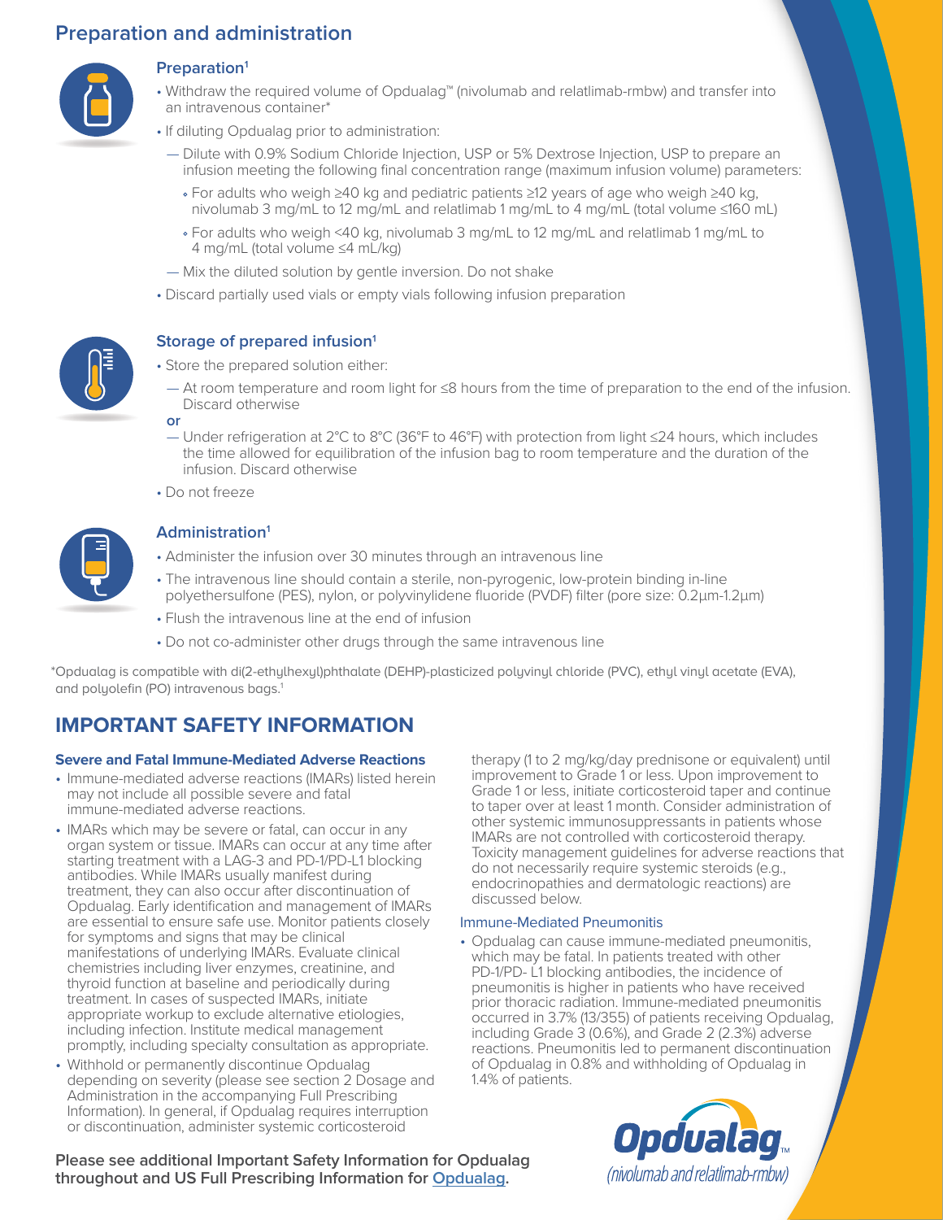## Preparation and administration

### Preparation[1]

- Withdraw the required volume of Opdualag™ (nivolumab and relatlimab-rmbw) and transfer into an intravenous container*
- If diluting Opdualag prior to administration:
  - Dilute with 0.9% Sodium Chloride Injection, USP or 5% Dextrose Injection, USP to prepare an infusion meeting the following final concentration range (maximum infusion volume) parameters:
    - For adults who weigh ≥40 kg and pediatric patients ≥12 years of age who weigh ≥40 kg, nivolumab 3 mg/mL to 12 mg/mL and relatlimab 1 mg/mL to 4 mg/mL (total volume ≤160 mL)
    - For adults who weigh <40 kg, nivolumab 3 mg/mL to 12 mg/mL and relatlimab 1 mg/mL to 4 mg/mL (total volume ≤4 mL/kg)
  - Mix the diluted solution by gentle inversion. Do not shake
- Discard partially used vials or empty vials following infusion preparation

### Storage of prepared infusion[1]

- Store the prepared solution either:
  - At room temperature and room light for ≤8 hours from the time of preparation to the end of the infusion. Discard otherwise

  **or**

  - Under refrigeration at 2°C to 8°C (36°F to 46°F) with protection from light ≤24 hours, which includes the time allowed for equilibration of the infusion bag to room temperature and the duration of the infusion. Discard otherwise
- Do not freeze

### Administration[1]

- Administer the infusion over 30 minutes through an intravenous line
- The intravenous line should contain a sterile, non-pyrogenic, low-protein binding in-line polyethersulfone (PES), nylon, or polyvinylidene fluoride (PVDF) filter (pore size: 0.2µm-1.2µm)
- Flush the intravenous line at the end of infusion
- Do not co-administer other drugs through the same intravenous line

*Opdualag is compatible with di(2-ethylhexyl)phthalate (DEHP)-plasticized polyvinyl chloride (PVC), ethyl vinyl acetate (EVA), and polyolefin (PO) intravenous bags.[1]

## IMPORTANT SAFETY INFORMATION

**Severe and Fatal Immune-Mediated Adverse Reactions**

- Immune-mediated adverse reactions (IMARs) listed herein may not include all possible severe and fatal immune-mediated adverse reactions.
- IMARs which may be severe or fatal, can occur in any organ system or tissue. IMARs can occur at any time after starting treatment with a LAG-3 and PD-1/PD-L1 blocking antibodies. While IMARs usually manifest during treatment, they can also occur after discontinuation of Opdualag. Early identification and management of IMARs are essential to ensure safe use. Monitor patients closely for symptoms and signs that may be clinical manifestations of underlying IMARs. Evaluate clinical chemistries including liver enzymes, creatinine, and thyroid function at baseline and periodically during treatment. In cases of suspected IMARs, initiate appropriate workup to exclude alternative etiologies, including infection. Institute medical management promptly, including specialty consultation as appropriate.
- Withhold or permanently discontinue Opdualag depending on severity (please see section 2 Dosage and Administration in the accompanying Full Prescribing Information). In general, if Opdualag requires interruption or discontinuation, administer systemic corticosteroid therapy (1 to 2 mg/kg/day prednisone or equivalent) until improvement to Grade 1 or less. Upon improvement to Grade 1 or less, initiate corticosteroid taper and continue to taper over at least 1 month. Consider administration of other systemic immunosuppressants in patients whose IMARs are not controlled with corticosteroid therapy. Toxicity management guidelines for adverse reactions that do not necessarily require systemic steroids (e.g., endocrinopathies and dermatologic reactions) are discussed below.

Immune-Mediated Pneumonitis

- Opdualag can cause immune-mediated pneumonitis, which may be fatal. In patients treated with other PD-1/PD- L1 blocking antibodies, the incidence of pneumonitis is higher in patients who have received prior thoracic radiation. Immune-mediated pneumonitis occurred in 3.7% (13/355) of patients receiving Opdualag, including Grade 3 (0.6%), and Grade 2 (2.3%) adverse reactions. Pneumonitis led to permanent discontinuation of Opdualag in 0.8% and withholding of Opdualag in 1.4% of patients.

**Please see additional Important Safety Information for Opdualag throughout and US Full Prescribing Information for Opdualag.**

Opdualag™ (nivolumab and relatlimab-rmbw)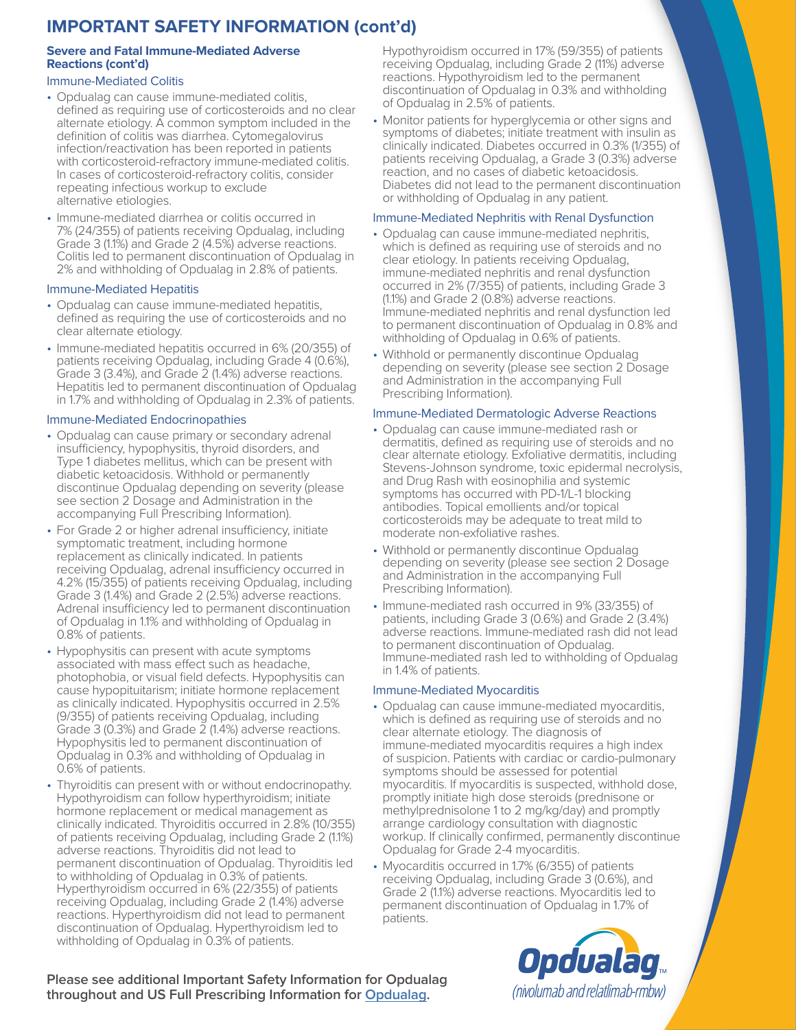# IMPORTANT SAFETY INFORMATION (cont'd)

### Severe and Fatal Immune-Mediated Adverse Reactions (cont'd)

#### Immune-Mediated Colitis

- Opdualag can cause immune-mediated colitis, defined as requiring use of corticosteroids and no clear alternate etiology. A common symptom included in the definition of colitis was diarrhea. Cytomegalovirus infection/reactivation has been reported in patients with corticosteroid-refractory immune-mediated colitis. In cases of corticosteroid-refractory colitis, consider repeating infectious workup to exclude alternative etiologies.
- Immune-mediated diarrhea or colitis occurred in 7% (24/355) of patients receiving Opdualag, including Grade 3 (1.1%) and Grade 2 (4.5%) adverse reactions. Colitis led to permanent discontinuation of Opdualag in 2% and withholding of Opdualag in 2.8% of patients.

#### Immune-Mediated Hepatitis

- Opdualag can cause immune-mediated hepatitis, defined as requiring the use of corticosteroids and no clear alternate etiology.
- Immune-mediated hepatitis occurred in 6% (20/355) of patients receiving Opdualag, including Grade 4 (0.6%), Grade 3 (3.4%), and Grade 2 (1.4%) adverse reactions. Hepatitis led to permanent discontinuation of Opdualag in 1.7% and withholding of Opdualag in 2.3% of patients.

#### Immune-Mediated Endocrinopathies

- Opdualag can cause primary or secondary adrenal insufficiency, hypophysitis, thyroid disorders, and Type 1 diabetes mellitus, which can be present with diabetic ketoacidosis. Withhold or permanently discontinue Opdualag depending on severity (please see section 2 Dosage and Administration in the accompanying Full Prescribing Information).
- For Grade 2 or higher adrenal insufficiency, initiate symptomatic treatment, including hormone replacement as clinically indicated. In patients receiving Opdualag, adrenal insufficiency occurred in 4.2% (15/355) of patients receiving Opdualag, including Grade 3 (1.4%) and Grade 2 (2.5%) adverse reactions. Adrenal insufficiency led to permanent discontinuation of Opdualag in 1.1% and withholding of Opdualag in 0.8% of patients.
- Hypophysitis can present with acute symptoms associated with mass effect such as headache, photophobia, or visual field defects. Hypophysitis can cause hypopituitarism; initiate hormone replacement as clinically indicated. Hypophysitis occurred in 2.5% (9/355) of patients receiving Opdualag, including Grade 3 (0.3%) and Grade 2 (1.4%) adverse reactions. Hypophysitis led to permanent discontinuation of Opdualag in 0.3% and withholding of Opdualag in 0.6% of patients.
- Thyroiditis can present with or without endocrinopathy. Hypothyroidism can follow hyperthyroidism; initiate hormone replacement or medical management as clinically indicated. Thyroiditis occurred in 2.8% (10/355) of patients receiving Opdualag, including Grade 2 (1.1%) adverse reactions. Thyroiditis did not lead to permanent discontinuation of Opdualag. Thyroiditis led to withholding of Opdualag in 0.3% of patients. Hyperthyroidism occurred in 6% (22/355) of patients receiving Opdualag, including Grade 2 (1.4%) adverse reactions. Hyperthyroidism did not lead to permanent discontinuation of Opdualag. Hyperthyroidism led to withholding of Opdualag in 0.3% of patients. Hypothyroidism occurred in 17% (59/355) of patients receiving Opdualag, including Grade 2 (11%) adverse reactions. Hypothyroidism led to the permanent discontinuation of Opdualag in 0.3% and withholding of Opdualag in 2.5% of patients.
- Monitor patients for hyperglycemia or other signs and symptoms of diabetes; initiate treatment with insulin as clinically indicated. Diabetes occurred in 0.3% (1/355) of patients receiving Opdualag, a Grade 3 (0.3%) adverse reaction, and no cases of diabetic ketoacidosis. Diabetes did not lead to the permanent discontinuation or withholding of Opdualag in any patient.

#### Immune-Mediated Nephritis with Renal Dysfunction

- Opdualag can cause immune-mediated nephritis, which is defined as requiring use of steroids and no clear etiology. In patients receiving Opdualag, immune-mediated nephritis and renal dysfunction occurred in 2% (7/355) of patients, including Grade 3 (1.1%) and Grade 2 (0.8%) adverse reactions. Immune-mediated nephritis and renal dysfunction led to permanent discontinuation of Opdualag in 0.8% and withholding of Opdualag in 0.6% of patients.
- Withhold or permanently discontinue Opdualag depending on severity (please see section 2 Dosage and Administration in the accompanying Full Prescribing Information).

#### Immune-Mediated Dermatologic Adverse Reactions

- Opdualag can cause immune-mediated rash or dermatitis, defined as requiring use of steroids and no clear alternate etiology. Exfoliative dermatitis, including Stevens-Johnson syndrome, toxic epidermal necrolysis, and Drug Rash with eosinophilia and systemic symptoms has occurred with PD-1/L-1 blocking antibodies. Topical emollients and/or topical corticosteroids may be adequate to treat mild to moderate non-exfoliative rashes.
- Withhold or permanently discontinue Opdualag depending on severity (please see section 2 Dosage and Administration in the accompanying Full Prescribing Information).
- Immune-mediated rash occurred in 9% (33/355) of patients, including Grade 3 (0.6%) and Grade 2 (3.4%) adverse reactions. Immune-mediated rash did not lead to permanent discontinuation of Opdualag. Immune-mediated rash led to withholding of Opdualag in 1.4% of patients.

#### Immune-Mediated Myocarditis

- Opdualag can cause immune-mediated myocarditis, which is defined as requiring use of steroids and no clear alternate etiology. The diagnosis of immune-mediated myocarditis requires a high index of suspicion. Patients with cardiac or cardio-pulmonary symptoms should be assessed for potential myocarditis. If myocarditis is suspected, withhold dose, promptly initiate high dose steroids (prednisone or methylprednisolone 1 to 2 mg/kg/day) and promptly arrange cardiology consultation with diagnostic workup. If clinically confirmed, permanently discontinue Opdualag for Grade 2-4 myocarditis.
- Myocarditis occurred in 1.7% (6/355) of patients receiving Opdualag, including Grade 3 (0.6%), and Grade 2 (1.1%) adverse reactions. Myocarditis led to permanent discontinuation of Opdualag in 1.7% of patients.

**Please see additional Important Safety Information for Opdualag throughout and US Full Prescribing Information for Opdualag.**

Opdualag™ (nivolumab and relatlimab-rmbw)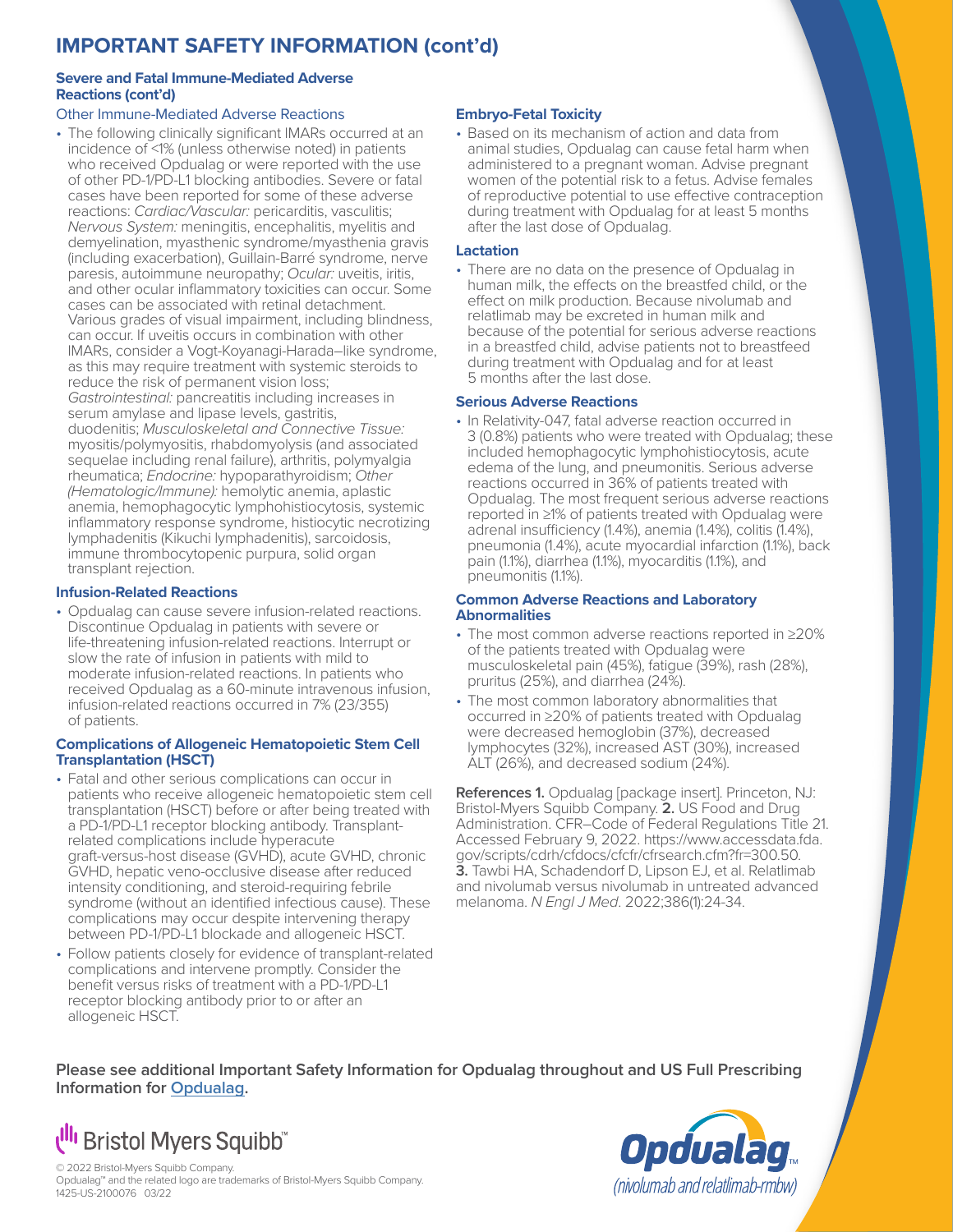# IMPORTANT SAFETY INFORMATION (cont'd)

### Severe and Fatal Immune-Mediated Adverse Reactions (cont'd)

Other Immune-Mediated Adverse Reactions

- The following clinically significant IMARs occurred at an incidence of <1% (unless otherwise noted) in patients who received Opdualag or were reported with the use of other PD-1/PD-L1 blocking antibodies. Severe or fatal cases have been reported for some of these adverse reactions: *Cardiac/Vascular:* pericarditis, vasculitis; *Nervous System:* meningitis, encephalitis, myelitis and demyelination, myasthenic syndrome/myasthenia gravis (including exacerbation), Guillain-Barré syndrome, nerve paresis, autoimmune neuropathy; *Ocular:* uveitis, iritis, and other ocular inflammatory toxicities can occur. Some cases can be associated with retinal detachment. Various grades of visual impairment, including blindness, can occur. If uveitis occurs in combination with other IMARs, consider a Vogt-Koyanagi-Harada–like syndrome, as this may require treatment with systemic steroids to reduce the risk of permanent vision loss; *Gastrointestinal:* pancreatitis including increases in serum amylase and lipase levels, gastritis, duodenitis; *Musculoskeletal and Connective Tissue:* myositis/polymyositis, rhabdomyolysis (and associated sequelae including renal failure), arthritis, polymyalgia rheumatica; *Endocrine:* hypoparathyroidism; *Other (Hematologic/Immune):* hemolytic anemia, aplastic anemia, hemophagocytic lymphohistiocytosis, systemic inflammatory response syndrome, histiocytic necrotizing lymphadenitis (Kikuchi lymphadenitis), sarcoidosis, immune thrombocytopenic purpura, solid organ transplant rejection.

### Infusion-Related Reactions

- Opdualag can cause severe infusion-related reactions. Discontinue Opdualag in patients with severe or life-threatening infusion-related reactions. Interrupt or slow the rate of infusion in patients with mild to moderate infusion-related reactions. In patients who received Opdualag as a 60-minute intravenous infusion, infusion-related reactions occurred in 7% (23/355) of patients.

### Complications of Allogeneic Hematopoietic Stem Cell Transplantation (HSCT)

- Fatal and other serious complications can occur in patients who receive allogeneic hematopoietic stem cell transplantation (HSCT) before or after being treated with a PD-1/PD-L1 receptor blocking antibody. Transplant-related complications include hyperacute graft-versus-host disease (GVHD), acute GVHD, chronic GVHD, hepatic veno-occlusive disease after reduced intensity conditioning, and steroid-requiring febrile syndrome (without an identified infectious cause). These complications may occur despite intervening therapy between PD-1/PD-L1 blockade and allogeneic HSCT.
- Follow patients closely for evidence of transplant-related complications and intervene promptly. Consider the benefit versus risks of treatment with a PD-1/PD-L1 receptor blocking antibody prior to or after an allogeneic HSCT.

### Embryo-Fetal Toxicity

- Based on its mechanism of action and data from animal studies, Opdualag can cause fetal harm when administered to a pregnant woman. Advise pregnant women of the potential risk to a fetus. Advise females of reproductive potential to use effective contraception during treatment with Opdualag for at least 5 months after the last dose of Opdualag.

### Lactation

- There are no data on the presence of Opdualag in human milk, the effects on the breastfed child, or the effect on milk production. Because nivolumab and relatlimab may be excreted in human milk and because of the potential for serious adverse reactions in a breastfed child, advise patients not to breastfeed during treatment with Opdualag and for at least 5 months after the last dose.

### Serious Adverse Reactions

- In Relativity-047, fatal adverse reaction occurred in 3 (0.8%) patients who were treated with Opdualag; these included hemophagocytic lymphohistiocytosis, acute edema of the lung, and pneumonitis. Serious adverse reactions occurred in 36% of patients treated with Opdualag. The most frequent serious adverse reactions reported in ≥1% of patients treated with Opdualag were adrenal insufficiency (1.4%), anemia (1.4%), colitis (1.4%), pneumonia (1.4%), acute myocardial infarction (1.1%), back pain (1.1%), diarrhea (1.1%), myocarditis (1.1%), and pneumonitis (1.1%).

### Common Adverse Reactions and Laboratory Abnormalities

- The most common adverse reactions reported in ≥20% of the patients treated with Opdualag were musculoskeletal pain (45%), fatigue (39%), rash (28%), pruritus (25%), and diarrhea (24%).
- The most common laboratory abnormalities that occurred in ≥20% of patients treated with Opdualag were decreased hemoglobin (37%), decreased lymphocytes (32%), increased AST (30%), increased ALT (26%), and decreased sodium (24%).

**References 1.** Opdualag [package insert]. Princeton, NJ: Bristol-Myers Squibb Company. **2.** US Food and Drug Administration. CFR–Code of Federal Regulations Title 21. Accessed February 9, 2022. https://www.accessdata.fda.gov/scripts/cdrh/cfdocs/cfcfr/cfrsearch.cfm?fr=300.50. **3.** Tawbi HA, Schadendorf D, Lipson EJ, et al. Relatlimab and nivolumab versus nivolumab in untreated advanced melanoma. *N Engl J Med*. 2022;386(1):24-34.

**Please see additional Important Safety Information for Opdualag throughout and US Full Prescribing Information for Opdualag.**

Bristol Myers Squibb™

© 2022 Bristol-Myers Squibb Company.
Opdualag™ and the related logo are trademarks of Bristol-Myers Squibb Company.
1425-US-2100076 03/22

Opdualag™ (nivolumab and relatlimab-rmbw)